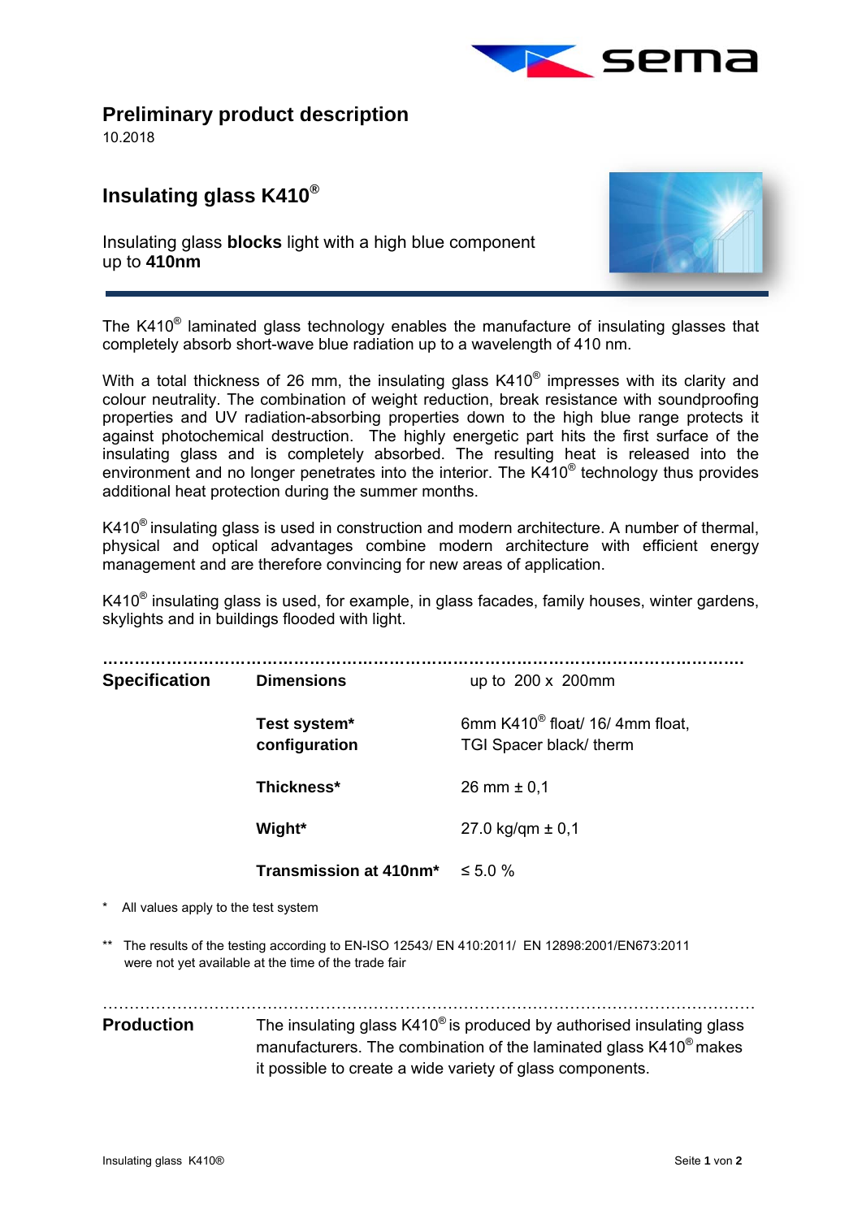## Preliminary product description

10.2018

## Insulating glass K410®

Insulating glass **blocks** light with a high blue component up to **410nm**

The K410® laminated glass technology enables the manufacture of insulating glasses that completely absorb short-wave blue radiation up to a wavelength of 410 nm.

With a total thickness of 26 mm, the insulating glass K410® impresses with its clarity and colour neutrality. The combination of weight reduction, break resistance with soundproofing properties and UV radiation-absorbing properties down to the high blue range protects it against photochemical destruction. The highly energetic part hits the first surface of the insulating glass and is completely absorbed. The resulting heat is released into the environment and no longer penetrates into the interior. The K410® technology thus provides additional heat protection during the summer months.

K410® insulating glass is used in construction and modern architecture. A number of thermal, physical and optical advantages combine modern architecture with efficient energy management and are therefore convincing for new areas of application.

K410® insulating glass is used, for example, in glass facades, family houses, winter gardens, skylights and in buildings flooded with light.

| Specification | | |
|---|---|---|
| | **Dimensions** | up to 200 x 200mm |
| | **Test system* configuration** | 6mm K410® float/ 16/ 4mm float, TGI Spacer black/ therm |
| | **Thickness*** | 26 mm ± 0,1 |
| | **Wight*** | 27.0 kg/qm ± 0,1 |
| | **Transmission at 410nm*** | ≤ 5.0 % |

\* All values apply to the test system

** The results of the testing according to EN-ISO 12543/ EN 410:2011/ EN 12898:2001/EN673:2011 were not yet available at the time of the trade fair

**Production**

The insulating glass K410® is produced by authorised insulating glass manufacturers. The combination of the laminated glass K410® makes it possible to create a wide variety of glass components.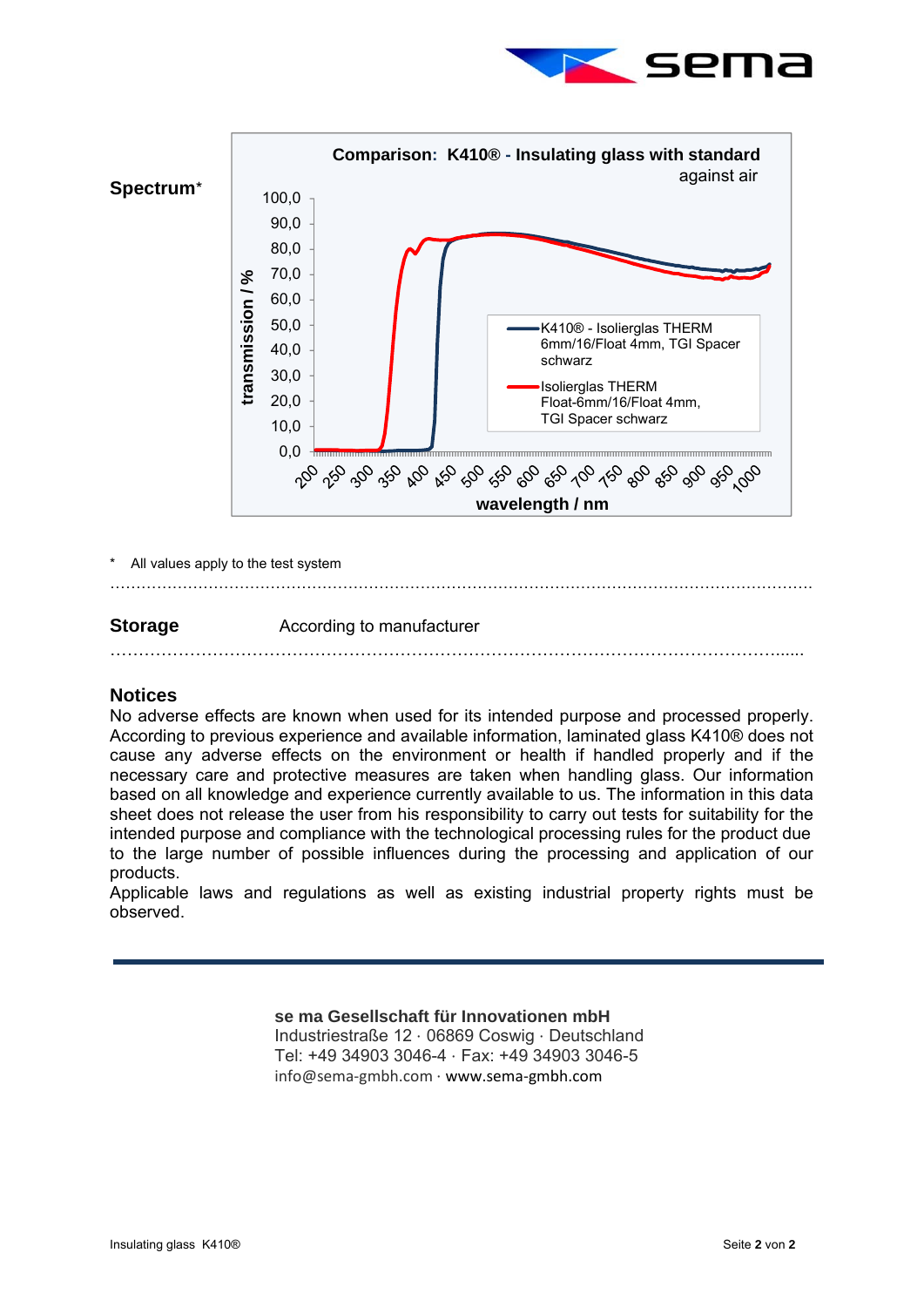**Spectrum***

Comparison: K410® - Insulating glass with standard against air

transmission / %

100,0
90,0
80,0
70,0
60,0
50,0
40,0
30,0
20,0
10,0
0,0

200 250 300 350 400 450 500 550 600 650 700 750 800 850 900 950 1000

wavelength / nm

K410® - Isolierglas THERM 6mm/16/Float 4mm, TGI Spacer schwarz

Isolierglas THERM Float-6mm/16/Float 4mm, TGI Spacer schwarz

\* All values apply to the test system

**Storage** According to manufacturer

## Notices

No adverse effects are known when used for its intended purpose and processed properly. According to previous experience and available information, laminated glass K410® does not cause any adverse effects on the environment or health if handled properly and if the necessary care and protective measures are taken when handling glass. Our information based on all knowledge and experience currently available to us. The information in this data sheet does not release the user from his responsibility to carry out tests for suitability for the intended purpose and compliance with the technological processing rules for the product due to the large number of possible influences during the processing and application of our products.

Applicable laws and regulations as well as existing industrial property rights must be observed.

**se ma Gesellschaft für Innovationen mbH**
Industriestraße 12 · 06869 Coswig · Deutschland
Tel: +49 34903 3046-4 · Fax: +49 34903 3046-5
info@sema-gmbh.com · www.sema-gmbh.com